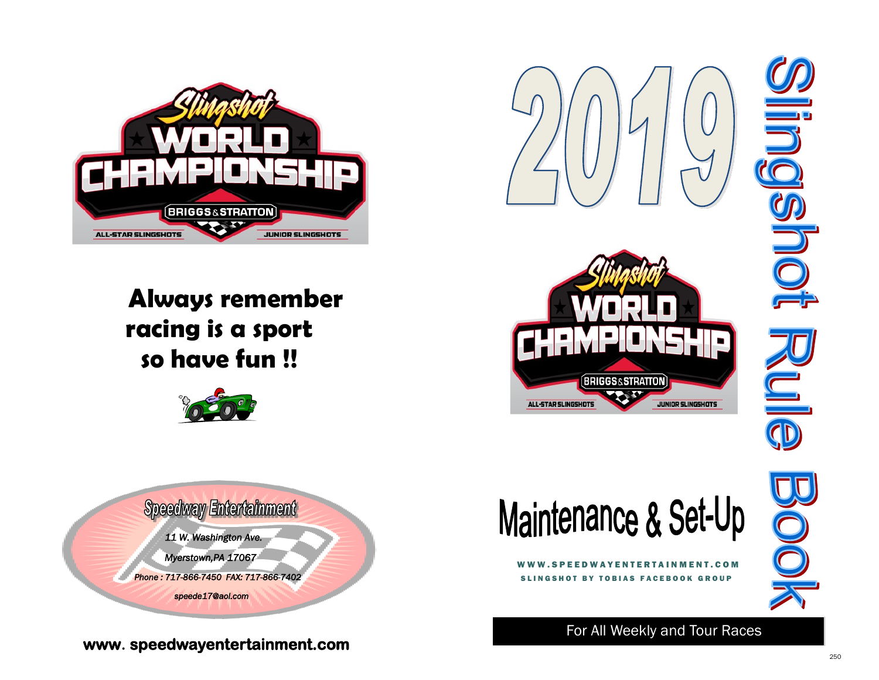Slingshot WORLD CHAMPIONSHIP

BRIGGS & STRATTON

ALL-STAR SLINGSHOTS JUNIOR SLINGSHOTS

**Always remember racing is a sport so have fun !!**

Speedway Entertainment

*11 W. Washington Ave.*

*Myerstown,PA 17067*

*Phone : 717-866-7450 FAX: 717-866-7402*

*speede17@aol.com*

**www. speedwayentertainment.com**

# 2019 Slingshot Rule Book

Slingshot WORLD CHAMPIONSHIP

BRIGGS & STRATTON

ALL-STAR SLINGSHOTS JUNIOR SLINGSHOTS

## Maintenance & Set-Up

WWW.SPEEDWAYENTERTAINMENT.COM

SLINGSHOT BY TOBIAS FACEBOOK GROUP

For All Weekly and Tour Races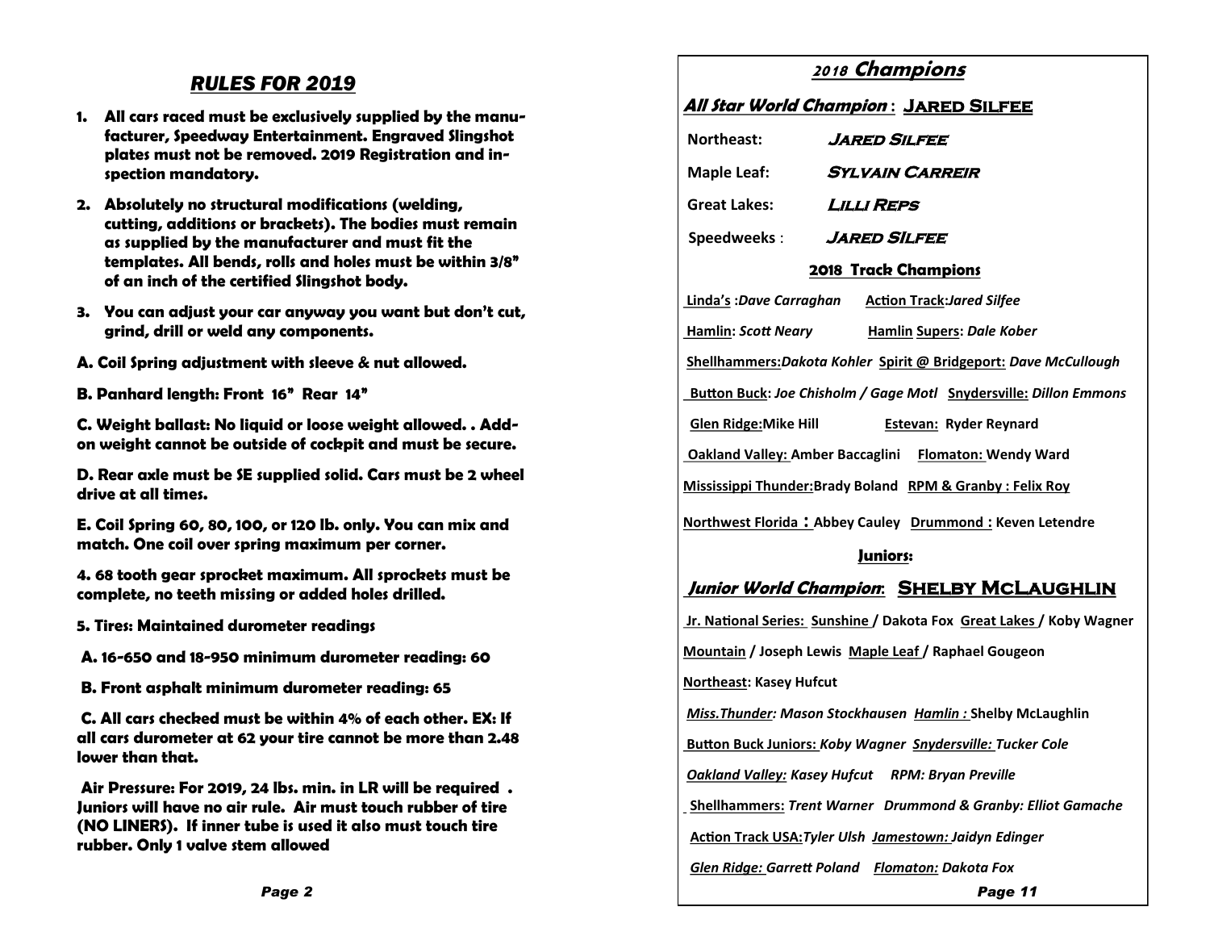## *RULES FOR 2019*

1. **All cars raced must be exclusively supplied by the manufacturer, Speedway Entertainment. Engraved Slingshot plates must not be removed. 2019 Registration and inspection mandatory.**
2. **Absolutely no structural modifications (welding, cutting, additions or brackets). The bodies must remain as supplied by the manufacturer and must fit the templates. All bends, rolls and holes must be within 3/8" of an inch of the certified Slingshot body.**
3. **You can adjust your car anyway you want but don't cut, grind, drill or weld any components.**

**A. Coil Spring adjustment with sleeve & nut allowed.**

**B. Panhard length: Front 16" Rear 14"**

**C. Weight ballast: No liquid or loose weight allowed. . Add-on weight cannot be outside of cockpit and must be secure.**

**D. Rear axle must be SE supplied solid. Cars must be 2 wheel drive at all times.**

**E. Coil Spring 60, 80, 100, or 120 lb. only. You can mix and match. One coil over spring maximum per corner.**

**4. 68 tooth gear sprocket maximum. All sprockets must be complete, no teeth missing or added holes drilled.**

**5. Tires: Maintained durometer readings**

**A. 16-650 and 18-950 minimum durometer reading: 60**

**B. Front asphalt minimum durometer reading: 65**

**C. All cars checked must be within 4% of each other. EX: If all cars durometer at 62 your tire cannot be more than 2.48 lower than that.**

**Air Pressure: For 2019, 24 lbs. min. in LR will be required . Juniors will have no air rule. Air must touch rubber of tire (NO LINERS). If inner tube is used it also must touch tire rubber. Only 1 valve stem allowed**

## *2018 Champions*

***All Star World Champion*** **: JARED SILFEE**

Northeast: ***JARED SILFEE***

Maple Leaf: ***SYLVAIN CARREIR***

Great Lakes: ***LILLI REPS***

Speedweeks : ***JARED SILFEE***

**2018 Track Champions**

Linda's :*Dave Carraghan* Action Track:*Jared Silfee*

Hamlin: *Scott Neary* Hamlin Supers: *Dale Kober*

Shellhammers:*Dakota Kohler* Spirit @ Bridgeport: *Dave McCullough*

Button Buck: *Joe Chisholm / Gage Motl* Snydersville: *Dillon Emmons*

Glen Ridge:Mike Hill Estevan: Ryder Reynard

Oakland Valley: Amber Baccaglini Flomaton: Wendy Ward

Mississippi Thunder:Brady Boland RPM & Granby : Felix Roy

Northwest Florida **:** Abbey Cauley Drummond : Keven Letendre

**Juniors:**

***Junior World Champion*****: SHELBY MCLAUGHLIN**

Jr. National Series: Sunshine / Dakota Fox Great Lakes / Koby Wagner

Mountain / Joseph Lewis Maple Leaf / Raphael Gougeon

Northeast: Kasey Hufcut

*Miss.Thunder: Mason Stockhausen* *Hamlin :* Shelby McLaughlin

Button Buck Juniors: *Koby Wagner* *Snydersville: Tucker Cole*

*Oakland Valley: Kasey Hufcut* *RPM: Bryan Preville*

Shellhammers: *Trent Warner* *Drummond & Granby: Elliot Gamache*

Action Track USA:*Tyler Ulsh* *Jamestown: Jaidyn Edinger*

*Glen Ridge: Garrett Poland* *Flomaton: Dakota Fox*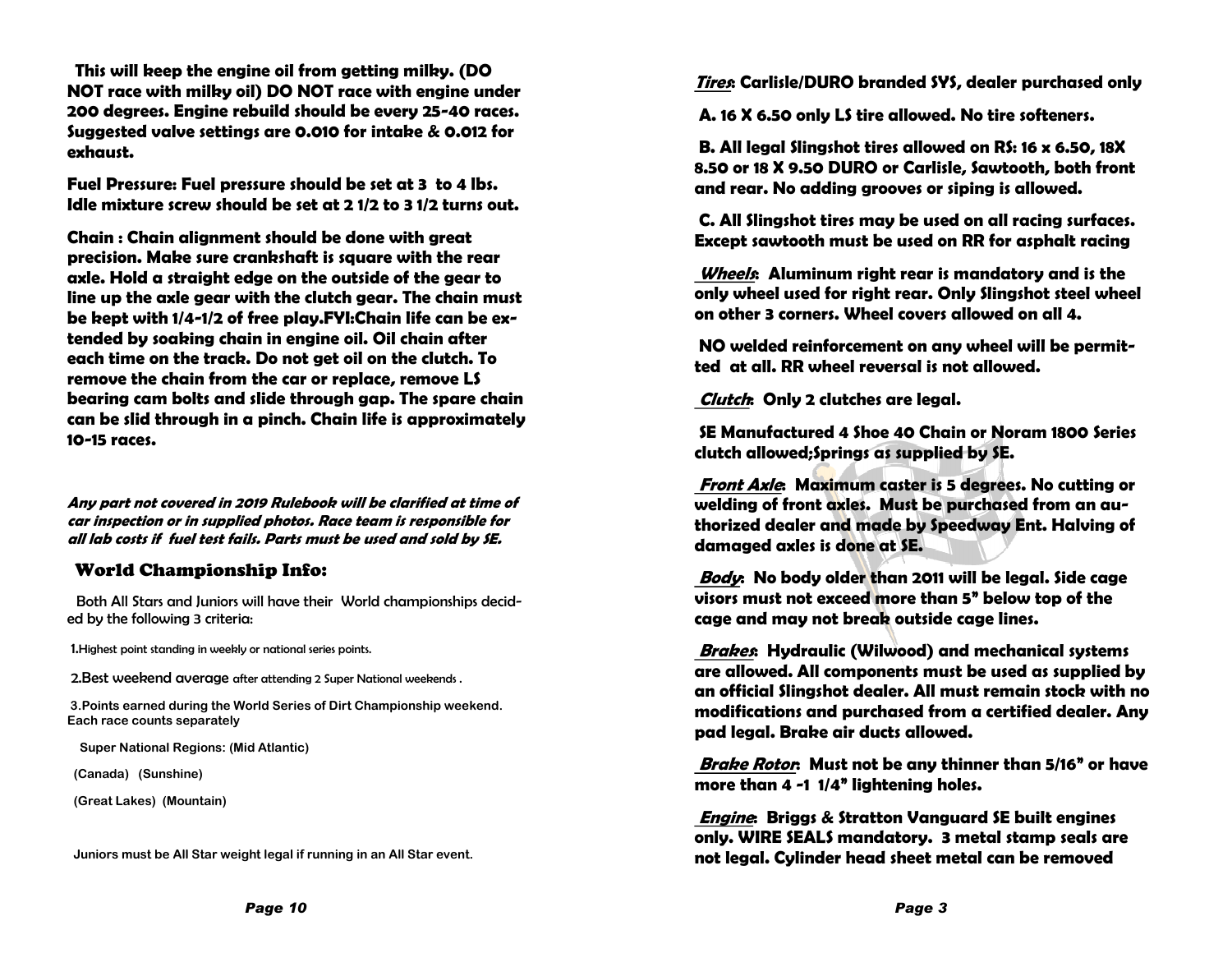**This will keep the engine oil from getting milky. (DO NOT race with milky oil) DO NOT race with engine under 200 degrees. Engine rebuild should be every 25-40 races. Suggested valve settings are 0.010 for intake & 0.012 for exhaust.**

**Fuel Pressure: Fuel pressure should be set at 3 to 4 lbs. Idle mixture screw should be set at 2 1/2 to 3 1/2 turns out.**

**Chain : Chain alignment should be done with great precision. Make sure crankshaft is square with the rear axle. Hold a straight edge on the outside of the gear to line up the axle gear with the clutch gear. The chain must be kept with 1/4-1/2 of free play.FYI:Chain life can be extended by soaking chain in engine oil. Oil chain after each time on the track. Do not get oil on the clutch. To remove the chain from the car or replace, remove LS bearing cam bolts and slide through gap. The spare chain can be slid through in a pinch. Chain life is approximately 10-15 races.**

***Any part not covered in 2019 Rulebook will be clarified at time of car inspection or in supplied photos. Race team is responsible for all lab costs if fuel test fails. Parts must be used and sold by SE.***

## World Championship Info:

Both All Stars and Juniors will have their World championships decided by the following 3 criteria:

1. Highest point standing in weekly or national series points.
2. Best weekend average after attending 2 Super National weekends .
3. Points earned during the World Series of Dirt Championship weekend. Each race counts separately

Super National Regions: (Mid Atlantic)

(Canada) (Sunshine)

(Great Lakes) (Mountain)

Juniors must be All Star weight legal if running in an All Star event.

***Tires*: Carlisle/DURO branded SYS, dealer purchased only**

**A. 16 X 6.50 only LS tire allowed. No tire softeners.**

**B. All legal Slingshot tires allowed on RS: 16 x 6.50, 18X 8.50 or 18 X 9.50 DURO or Carlisle, Sawtooth, both front and rear. No adding grooves or siping is allowed.**

**C. All Slingshot tires may be used on all racing surfaces. Except sawtooth must be used on RR for asphalt racing**

***Wheels*: Aluminum right rear is mandatory and is the only wheel used for right rear. Only Slingshot steel wheel on other 3 corners. Wheel covers allowed on all 4.**

**NO welded reinforcement on any wheel will be permitted at all. RR wheel reversal is not allowed.**

***Clutch*: Only 2 clutches are legal.**

**SE Manufactured 4 Shoe 40 Chain or Noram 1800 Series clutch allowed;Springs as supplied by SE.**

***Front Axle*: Maximum caster is 5 degrees. No cutting or welding of front axles. Must be purchased from an authorized dealer and made by Speedway Ent. Halving of damaged axles is done at SE.**

***Body*: No body older than 2011 will be legal. Side cage visors must not exceed more than 5" below top of the cage and may not break outside cage lines.**

***Brakes*: Hydraulic (Wilwood) and mechanical systems are allowed. All components must be used as supplied by an official Slingshot dealer. All must remain stock with no modifications and purchased from a certified dealer. Any pad legal. Brake air ducts allowed.**

***Brake Rotor*: Must not be any thinner than 5/16" or have more than 4 -1 1/4" lightening holes.**

***Engine*: Briggs & Stratton Vanguard SE built engines only. WIRE SEALS mandatory. 3 metal stamp seals are not legal. Cylinder head sheet metal can be removed**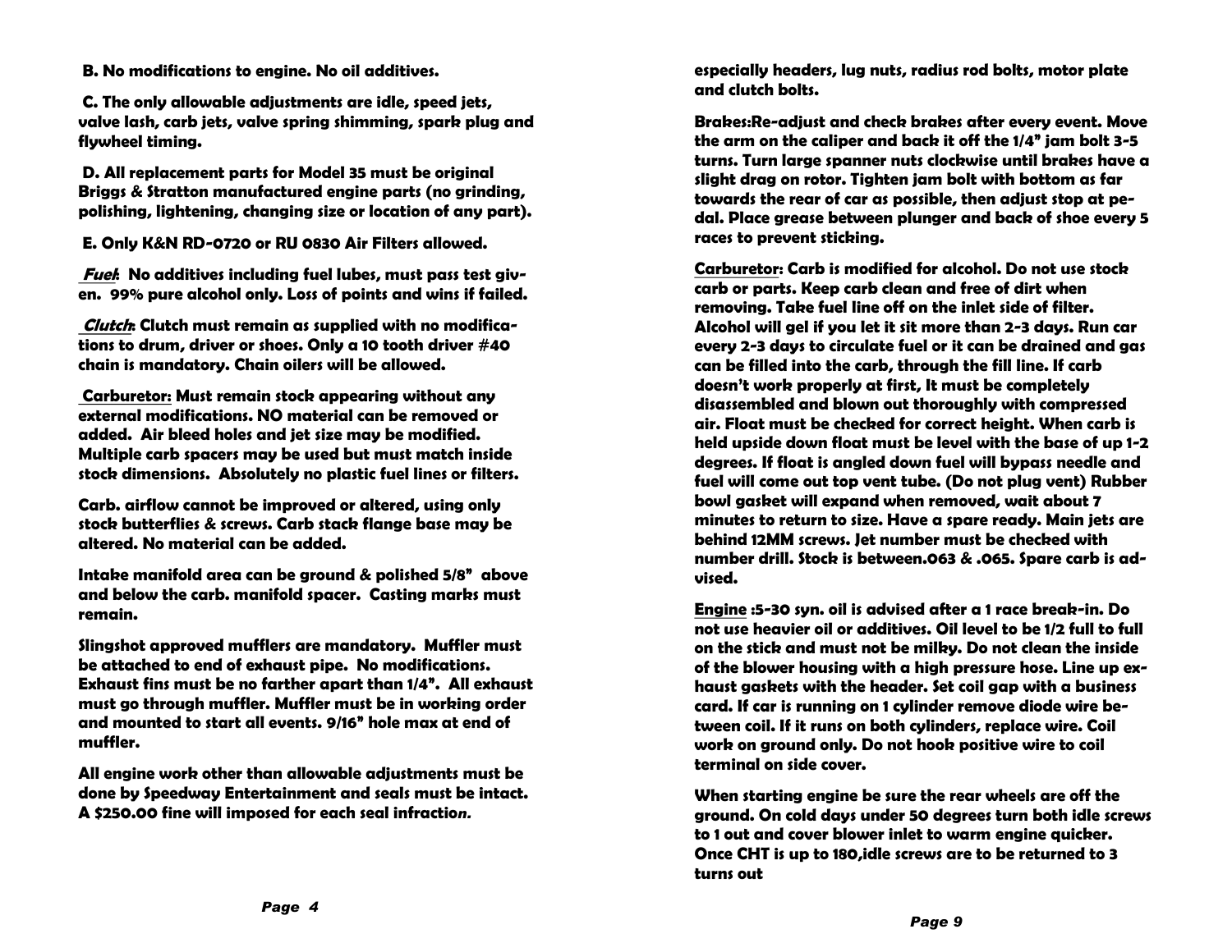**B. No modifications to engine. No oil additives.**

**C. The only allowable adjustments are idle, speed jets, valve lash, carb jets, valve spring shimming, spark plug and flywheel timing.**

**D. All replacement parts for Model 35 must be original Briggs & Stratton manufactured engine parts (no grinding, polishing, lightening, changing size or location of any part).**

**E. Only K&N RD-0720 or RU 0830 Air Filters allowed.**

***Fuel*: No additives including fuel lubes, must pass test given. 99% pure alcohol only. Loss of points and wins if failed.**

***Clutch*: Clutch must remain as supplied with no modifications to drum, driver or shoes. Only a 10 tooth driver #40 chain is mandatory. Chain oilers will be allowed.**

**<u>Carburetor:</u> Must remain stock appearing without any external modifications. NO material can be removed or added. Air bleed holes and jet size may be modified. Multiple carb spacers may be used but must match inside stock dimensions. Absolutely no plastic fuel lines or filters.**

**Carb. airflow cannot be improved or altered, using only stock butterflies & screws. Carb stack flange base may be altered. No material can be added.**

**Intake manifold area can be ground & polished 5/8" above and below the carb. manifold spacer. Casting marks must remain.**

**Slingshot approved mufflers are mandatory. Muffler must be attached to end of exhaust pipe. No modifications. Exhaust fins must be no farther apart than 1/4". All exhaust must go through muffler. Muffler must be in working order and mounted to start all events. 9/16" hole max at end of muffler.**

**All engine work other than allowable adjustments must be done by Speedway Entertainment and seals must be intact. A $250.00 fine will imposed for each seal infraction.**

**especially headers, lug nuts, radius rod bolts, motor plate and clutch bolts.**

**Brakes:Re-adjust and check brakes after every event. Move the arm on the caliper and back it off the 1/4" jam bolt 3-5 turns. Turn large spanner nuts clockwise until brakes have a slight drag on rotor. Tighten jam bolt with bottom as far towards the rear of car as possible, then adjust stop at pedal. Place grease between plunger and back of shoe every 5 races to prevent sticking.**

**<u>Carburetor</u>: Carb is modified for alcohol. Do not use stock carb or parts. Keep carb clean and free of dirt when removing. Take fuel line off on the inlet side of filter. Alcohol will gel if you let it sit more than 2-3 days. Run car every 2-3 days to circulate fuel or it can be drained and gas can be filled into the carb, through the fill line. If carb doesn't work properly at first, It must be completely disassembled and blown out thoroughly with compressed air. Float must be checked for correct height. When carb is held upside down float must be level with the base of up 1-2 degrees. If float is angled down fuel will bypass needle and fuel will come out top vent tube. (Do not plug vent) Rubber bowl gasket will expand when removed, wait about 7 minutes to return to size. Have a spare ready. Main jets are behind 12MM screws. Jet number must be checked with number drill. Stock is between.063 & .065. Spare carb is advised.**

**<u>Engine</u> :5-30 syn. oil is advised after a 1 race break-in. Do not use heavier oil or additives. Oil level to be 1/2 full to full on the stick and must not be milky. Do not clean the inside of the blower housing with a high pressure hose. Line up exhaust gaskets with the header. Set coil gap with a business card. If car is running on 1 cylinder remove diode wire between coil. If it runs on both cylinders, replace wire. Coil work on ground only. Do not hook positive wire to coil terminal on side cover.**

**When starting engine be sure the rear wheels are off the ground. On cold days under 50 degrees turn both idle screws to 1 out and cover blower inlet to warm engine quicker. Once CHT is up to 180,idle screws are to be returned to 3 turns out**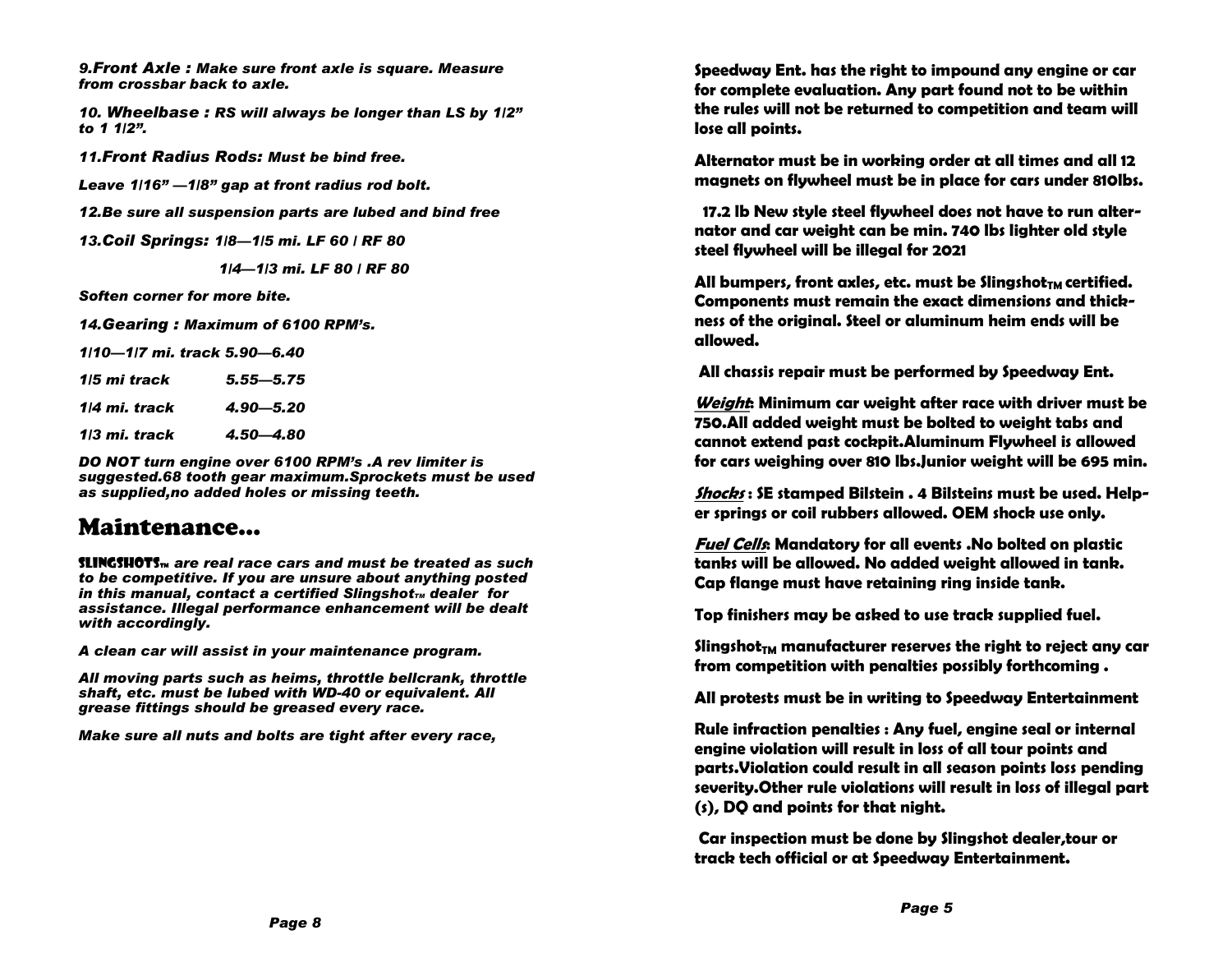*9.**Front Axle :** Make sure front axle is square. Measure from crossbar back to axle.*

*10. **Wheelbase :** RS will always be longer than LS by 1/2" to 1 1/2".*

*11.**Front Radius Rods:** Must be bind free.*

*Leave 1/16" —1/8" gap at front radius rod bolt.*

*12.Be sure all suspension parts are lubed and bind free*

*13.**Coil Springs:** 1/8—1/5 mi. LF 60 / RF 80*

*1/4—1/3 mi. LF 80 / RF 80*

*Soften corner for more bite.*

*14.**Gearing :** Maximum of 6100 RPM's.*

| | |
|---|---|
| *1/10—1/7 mi. track* | *5.90—6.40* |
| *1/5 mi track* | *5.55—5.75* |
| *1/4 mi. track* | *4.90—5.20* |
| *1/3 mi. track* | *4.50—4.80* |

*DO NOT turn engine over 6100 RPM's .A rev limiter is suggested.68 tooth gear maximum.Sprockets must be used as supplied,no added holes or missing teeth.*

## Maintenance...

**SLINGSHOTS™** *are real race cars and must be treated as such to be competitive. If you are unsure about anything posted in this manual, contact a certified Slingshot™ dealer for assistance. Illegal performance enhancement will be dealt with accordingly.*

*A clean car will assist in your maintenance program.*

*All moving parts such as heims, throttle bellcrank, throttle shaft, etc. must be lubed with WD-40 or equivalent. All grease fittings should be greased every race.*

*Make sure all nuts and bolts are tight after every race,*

**Speedway Ent. has the right to impound any engine or car for complete evaluation. Any part found not to be within the rules will not be returned to competition and team will lose all points.**

**Alternator must be in working order at all times and all 12 magnets on flywheel must be in place for cars under 810lbs.**

**17.2 lb New style steel flywheel does not have to run alternator and car weight can be min. 740 lbs lighter old style steel flywheel will be illegal for 2021**

**All bumpers, front axles, etc. must be Slingshot™ certified. Components must remain the exact dimensions and thickness of the original. Steel or aluminum heim ends will be allowed.**

**All chassis repair must be performed by Speedway Ent.**

***Weight*: Minimum car weight after race with driver must be 750.All added weight must be bolted to weight tabs and cannot extend past cockpit.Aluminum Flywheel is allowed for cars weighing over 810 lbs.Junior weight will be 695 min.**

***Shocks* : SE stamped Bilstein . 4 Bilsteins must be used. Helper springs or coil rubbers allowed. OEM shock use only.**

***Fuel Cells*: Mandatory for all events .No bolted on plastic tanks will be allowed. No added weight allowed in tank. Cap flange must have retaining ring inside tank.**

**Top finishers may be asked to use track supplied fuel.**

**Slingshot™ manufacturer reserves the right to reject any car from competition with penalties possibly forthcoming .**

**All protests must be in writing to Speedway Entertainment**

**Rule infraction penalties : Any fuel, engine seal or internal engine violation will result in loss of all tour points and parts.Violation could result in all season points loss pending severity.Other rule violations will result in loss of illegal part (s), DQ and points for that night.**

**Car inspection must be done by Slingshot dealer,tour or track tech official or at Speedway Entertainment.**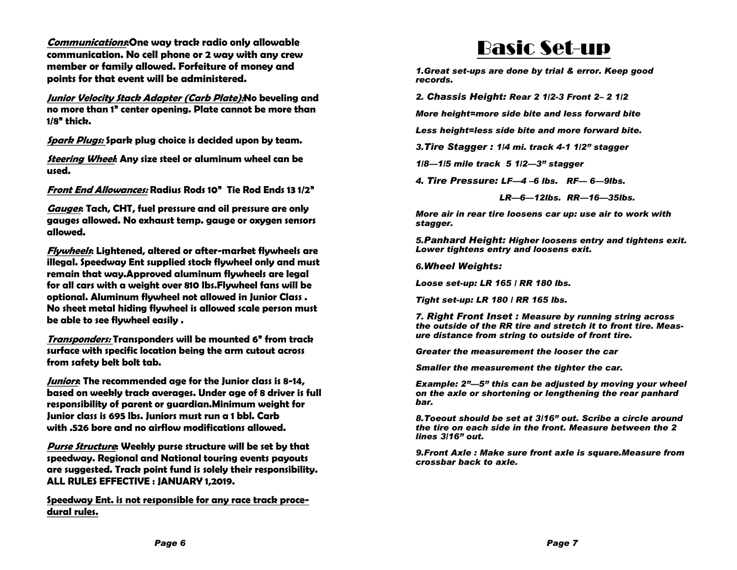***Communications*:One way track radio only allowable communication. No cell phone or 2 way with any crew member or family allowed. Forfeiture of money and points for that event will be administered.**

***Junior Velocity Stack Adapter (Carb Plate):*No beveling and no more than 1" center opening. Plate cannot be more than 1/8" thick.**

***Spark Plugs:* Spark plug choice is decided upon by team.**

***Steering Wheel*: Any size steel or aluminum wheel can be used.**

***Front End Allowances:* Radius Rods 10" Tie Rod Ends 13 1/2"**

***Gauges*: Tach, CHT, fuel pressure and oil pressure are only gauges allowed. No exhaust temp. gauge or oxygen sensors allowed.**

***Flywheels*: Lightened, altered or after-market flywheels are illegal. Speedway Ent supplied stock flywheel only and must remain that way.Approved aluminum flywheels are legal for all cars with a weight over 810 lbs.Flywheel fans will be optional. Aluminum flywheel not allowed in Junior Class . No sheet metal hiding flywheel is allowed scale person must be able to see flywheel easily .**

***Transponders:* Transponders will be mounted 6" from track surface with specific location being the arm cutout across from safety belt bolt tab.**

***Juniors*: The recommended age for the Junior class is 8-14, based on weekly track averages. Under age of 8 driver is full responsibility of parent or guardian.Minimum weight for Junior class is 695 lbs. Juniors must run a 1 bbl. Carb with .526 bore and no airflow modifications allowed.**

***Purse Structure*: Weekly purse structure will be set by that speedway. Regional and National touring events payouts are suggested. Track point fund is solely their responsibility. ALL RULES EFFECTIVE : JANUARY 1,2019.**

**Speedway Ent. is not responsible for any race track procedural rules.**

# Basic Set-up

*1.Great set-ups are done by trial & error. Keep good records.*

*2. Chassis Height: Rear 2 1/2-3 Front 2– 2 1/2*

*More height=more side bite and less forward bite*

*Less height=less side bite and more forward bite.*

*3.Tire Stagger : 1/4 mi. track 4-1 1/2" stagger*

*1/8—1/5 mile track 5 1/2—3" stagger*

*4. Tire Pressure: LF—4 –6 lbs. RF— 6—9lbs.*

*LR—6—12lbs. RR—16—35lbs.*

*More air in rear tire loosens car up: use air to work with stagger.*

*5.Panhard Height: Higher loosens entry and tightens exit. Lower tightens entry and loosens exit.*

*6.Wheel Weights:*

*Loose set-up: LR 165 / RR 180 lbs.*

*Tight set-up: LR 180 / RR 165 lbs.*

*7. Right Front Inset : Measure by running string across the outside of the RR tire and stretch it to front tire. Measure distance from string to outside of front tire.*

*Greater the measurement the looser the car*

*Smaller the measurement the tighter the car.*

*Example: 2"—5" this can be adjusted by moving your wheel on the axle or shortening or lengthening the rear panhard bar.*

*8.Toeout should be set at 3/16" out. Scribe a circle around the tire on each side in the front. Measure between the 2 lines 3/16" out.*

*9.Front Axle : Make sure front axle is square.Measure from crossbar back to axle.*